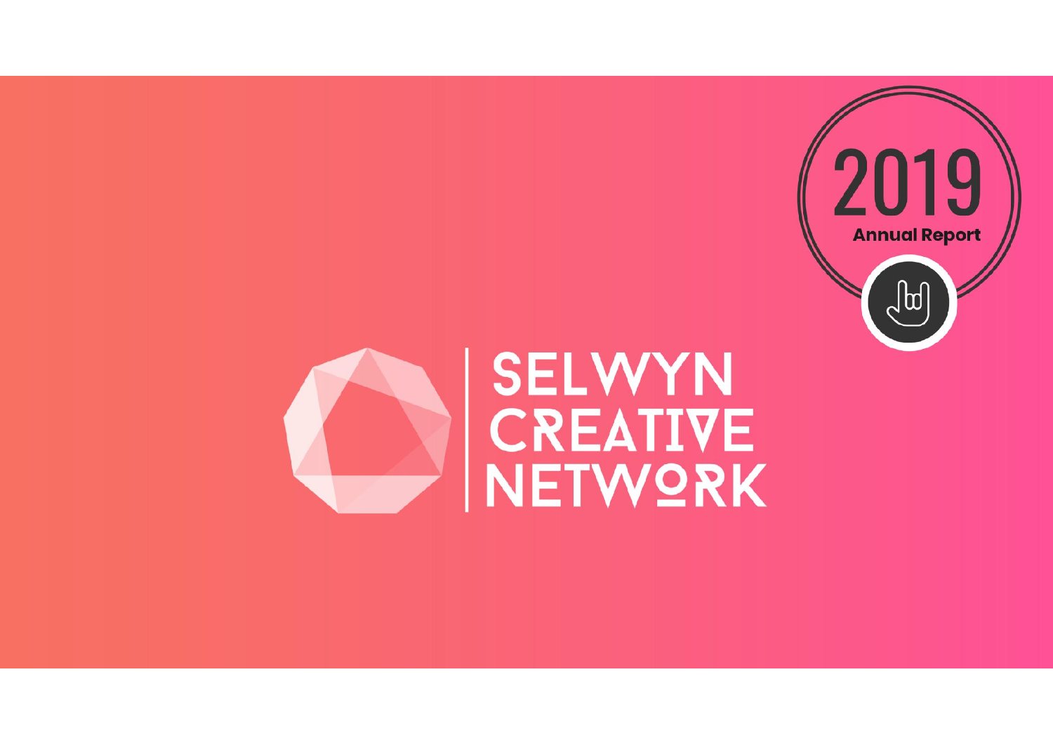# SELWYN CREATIVE NETWORK

2019

Annual Report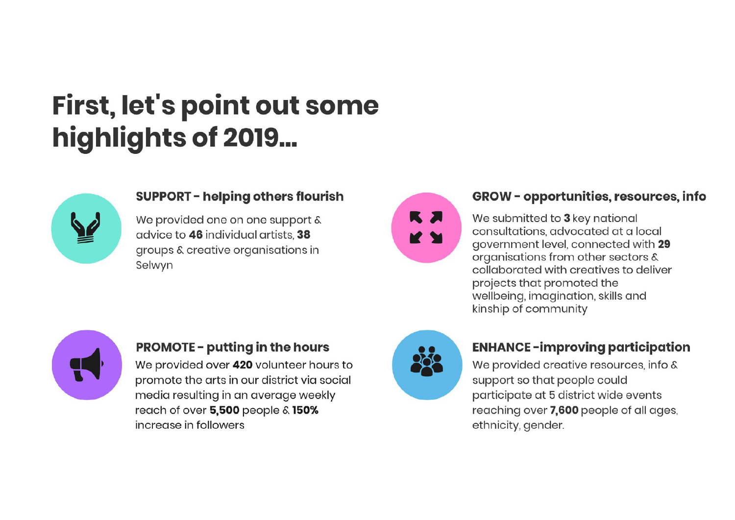# First, let's point out some highlights of 2019...

### SUPPORT - helping others flourish

We provided one on one support & advice to **46** individual artists, **38** groups & creative organisations in Selwyn

### GROW - opportunities, resources, info

We submitted to **3** key national consultations, advocated at a local government level, connected with **29** organisations from other sectors & collaborated with creatives to deliver projects that promoted the wellbeing, imagination, skills and kinship of community

### PROMOTE - putting in the hours

We provided over **420** volunteer hours to promote the arts in our district via social media resulting in an average weekly reach of over **5,500** people & **150%** increase in followers

### ENHANCE -improving participation

We provided creative resources, info & support so that people could participate at 5 district wide events reaching over **7,600** people of all ages, ethnicity, gender.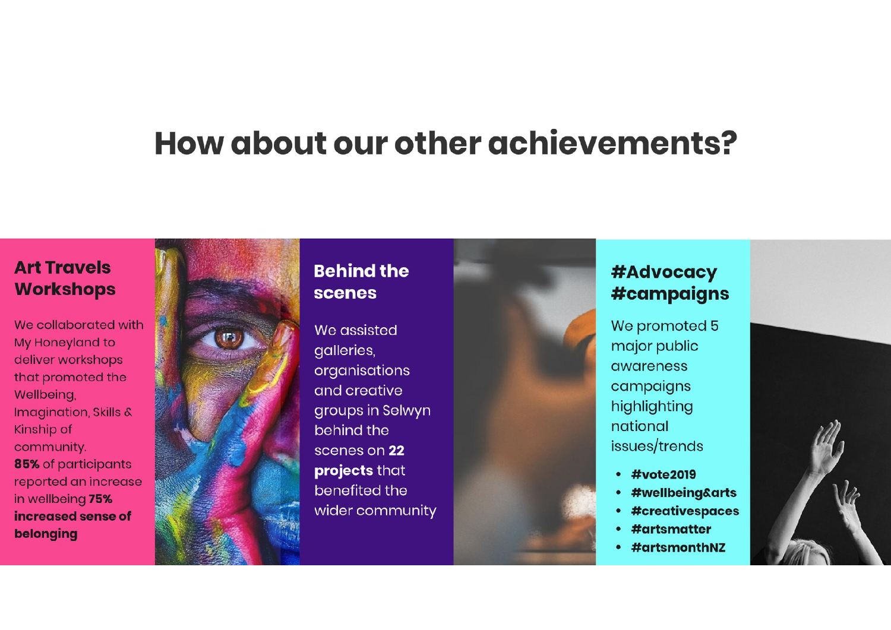# How about our other achievements?

## Art Travels Workshops

We collaborated with My Honeyland to deliver workshops that promoted the Wellbeing, Imagination, Skills & Kinship of community.
**85%** of participants reported an increase in wellbeing **75% increased sense of belonging**

## Behind the scenes

We assisted galleries, organisations and creative groups in Selwyn behind the scenes on **22 projects** that benefited the wider community

## #Advocacy #campaigns

We promoted 5 major public awareness campaigns highlighting national issues/trends

- **#vote2019**
- **#wellbeing&arts**
- **#creativespaces**
- **#artsmatter**
- **#artsmonthNZ**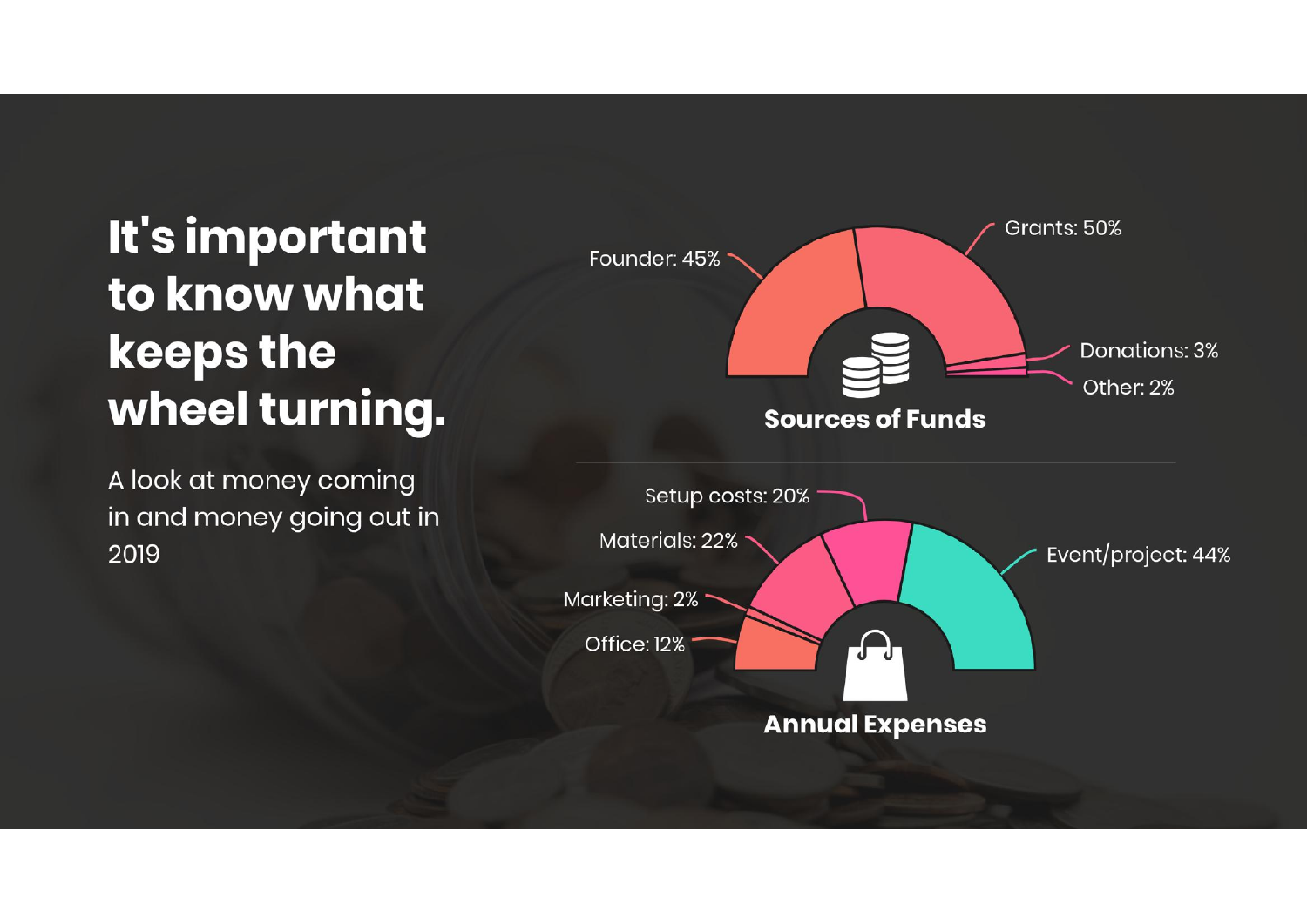# It's important to know what keeps the wheel turning.

A look at money coming in and money going out in 2019

## Sources of Funds

- Founder: 45%
- Grants: 50%
- Donations: 3%
- Other: 2%

## Annual Expenses

- Setup costs: 20%
- Materials: 22%
- Marketing: 2%
- Office: 12%
- Event/project: 44%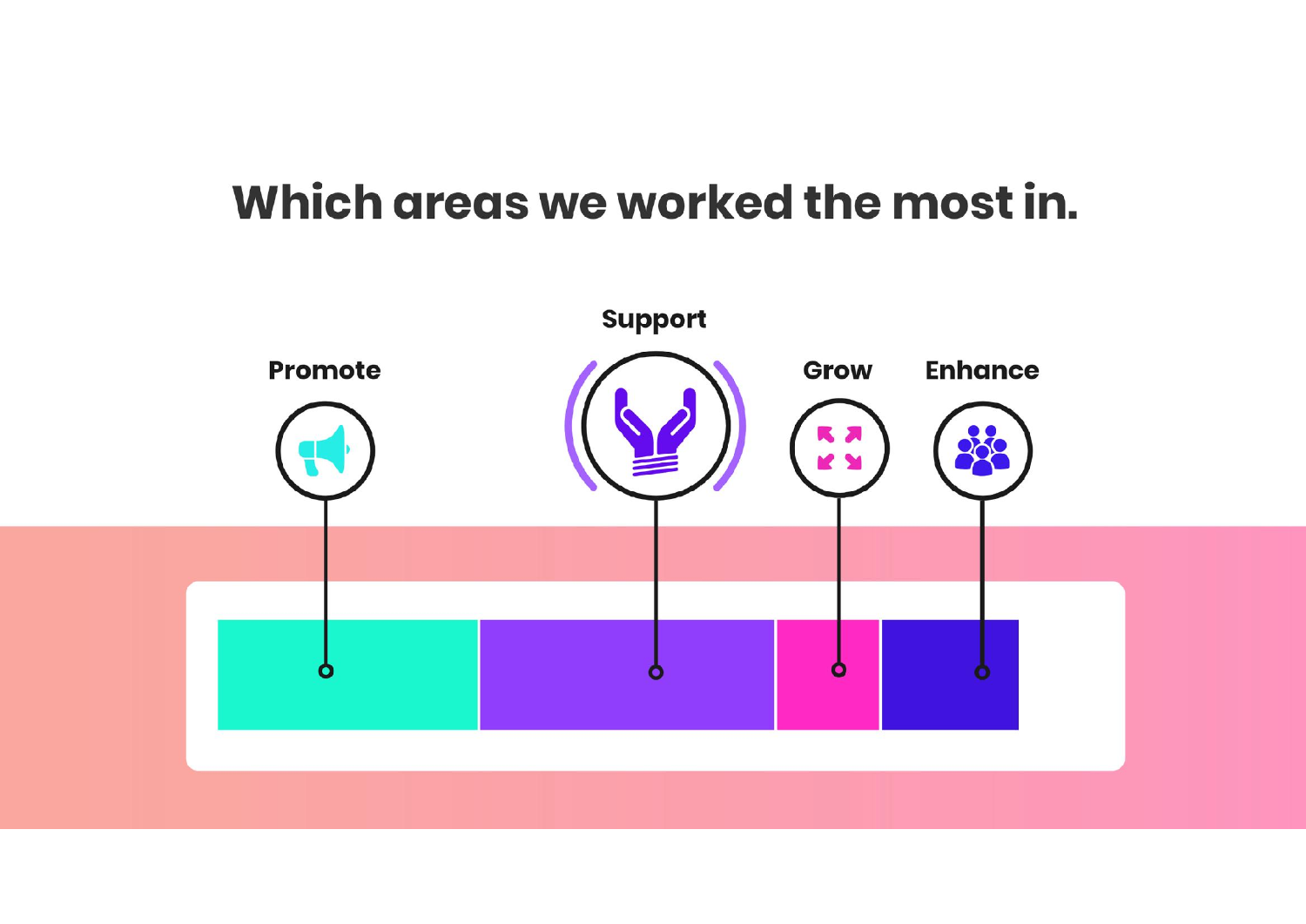# Which areas we worked the most in.

Support

Promote

Grow

Enhance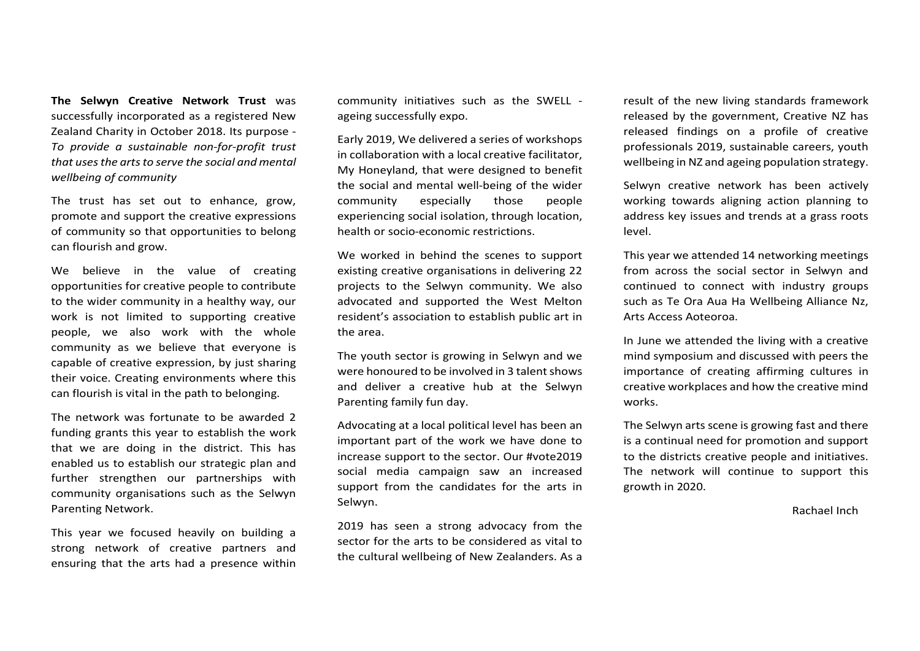**The Selwyn Creative Network Trust** was successfully incorporated as a registered New Zealand Charity in October 2018. Its purpose - *To provide a sustainable non-for-profit trust that uses the arts to serve the social and mental wellbeing of community*

The trust has set out to enhance, grow, promote and support the creative expressions of community so that opportunities to belong can flourish and grow.

We believe in the value of creating opportunities for creative people to contribute to the wider community in a healthy way, our work is not limited to supporting creative people, we also work with the whole community as we believe that everyone is capable of creative expression, by just sharing their voice. Creating environments where this can flourish is vital in the path to belonging.

The network was fortunate to be awarded 2 funding grants this year to establish the work that we are doing in the district. This has enabled us to establish our strategic plan and further strengthen our partnerships with community organisations such as the Selwyn Parenting Network.

This year we focused heavily on building a strong network of creative partners and ensuring that the arts had a presence within community initiatives such as the SWELL - ageing successfully expo.

Early 2019, We delivered a series of workshops in collaboration with a local creative facilitator, My Honeyland, that were designed to benefit the social and mental well-being of the wider community especially those people experiencing social isolation, through location, health or socio-economic restrictions.

We worked in behind the scenes to support existing creative organisations in delivering 22 projects to the Selwyn community. We also advocated and supported the West Melton resident's association to establish public art in the area.

The youth sector is growing in Selwyn and we were honoured to be involved in 3 talent shows and deliver a creative hub at the Selwyn Parenting family fun day.

Advocating at a local political level has been an important part of the work we have done to increase support to the sector. Our #vote2019 social media campaign saw an increased support from the candidates for the arts in Selwyn.

2019 has seen a strong advocacy from the sector for the arts to be considered as vital to the cultural wellbeing of New Zealanders. As a result of the new living standards framework released by the government, Creative NZ has released findings on a profile of creative professionals 2019, sustainable careers, youth wellbeing in NZ and ageing population strategy.

Selwyn creative network has been actively working towards aligning action planning to address key issues and trends at a grass roots level.

This year we attended 14 networking meetings from across the social sector in Selwyn and continued to connect with industry groups such as Te Ora Aua Ha Wellbeing Alliance Nz, Arts Access Aoteoroa.

In June we attended the living with a creative mind symposium and discussed with peers the importance of creating affirming cultures in creative workplaces and how the creative mind works.

The Selwyn arts scene is growing fast and there is a continual need for promotion and support to the districts creative people and initiatives. The network will continue to support this growth in 2020.

Rachael Inch